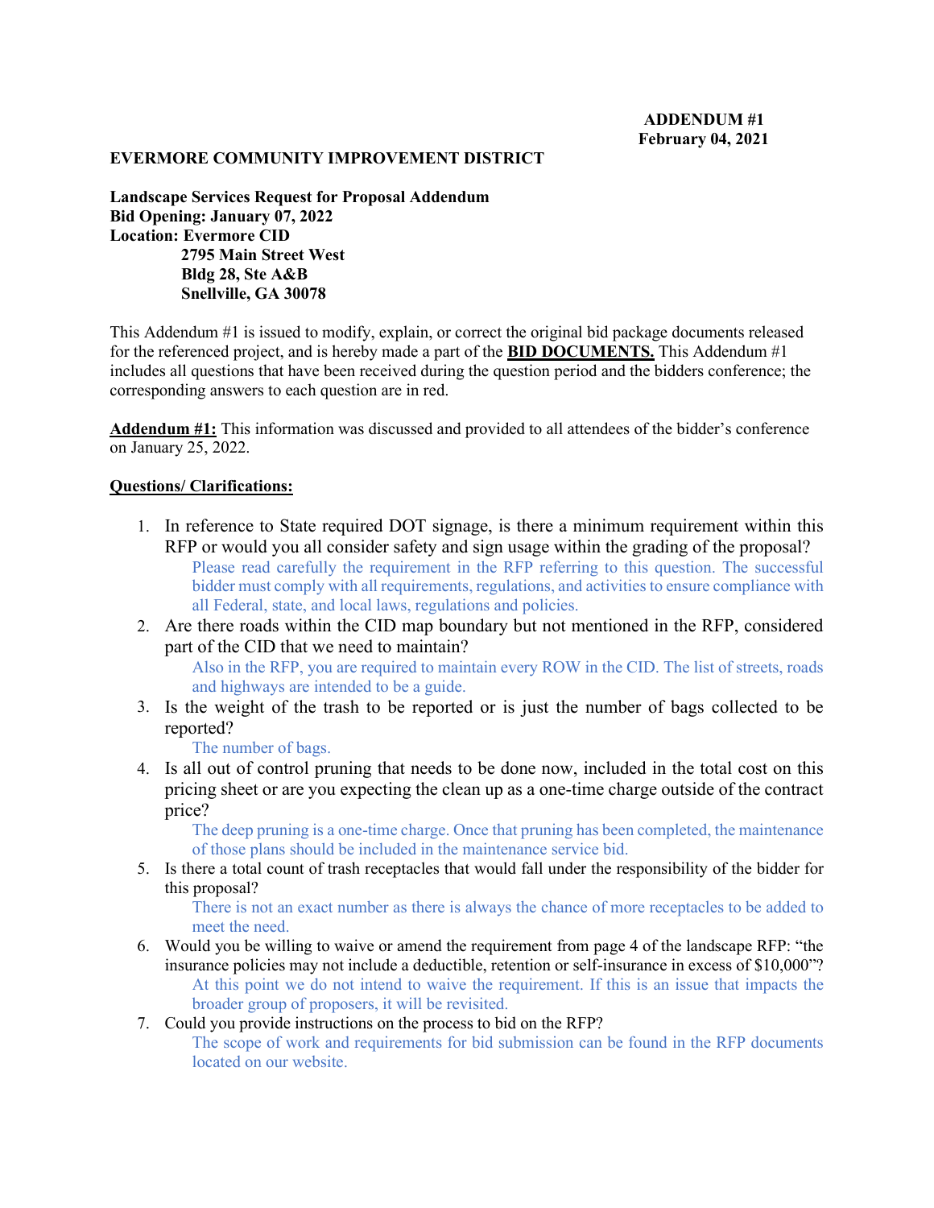**ADDENDUM #1**
**February 04, 2021**

**EVERMORE COMMUNITY IMPROVEMENT DISTRICT**

**Landscape Services Request for Proposal Addendum**
**Bid Opening: January 07, 2022**
**Location: Evermore CID**
**2795 Main Street West**
**Bldg 28, Ste A&B**
**Snellville, GA 30078**

This Addendum #1 is issued to modify, explain, or correct the original bid package documents released for the referenced project, and is hereby made a part of the **BID DOCUMENTS.** This Addendum #1 includes all questions that have been received during the question period and the bidders conference; the corresponding answers to each question are in red.

**Addendum #1:** This information was discussed and provided to all attendees of the bidder's conference on January 25, 2022.

**Questions/ Clarifications:**

1. In reference to State required DOT signage, is there a minimum requirement within this RFP or would you all consider safety and sign usage within the grading of the proposal?
   Please read carefully the requirement in the RFP referring to this question. The successful bidder must comply with all requirements, regulations, and activities to ensure compliance with all Federal, state, and local laws, regulations and policies.
2. Are there roads within the CID map boundary but not mentioned in the RFP, considered part of the CID that we need to maintain?
   Also in the RFP, you are required to maintain every ROW in the CID. The list of streets, roads and highways are intended to be a guide.
3. Is the weight of the trash to be reported or is just the number of bags collected to be reported?
   The number of bags.
4. Is all out of control pruning that needs to be done now, included in the total cost on this pricing sheet or are you expecting the clean up as a one-time charge outside of the contract price?
   The deep pruning is a one-time charge. Once that pruning has been completed, the maintenance of those plans should be included in the maintenance service bid.
5. Is there a total count of trash receptacles that would fall under the responsibility of the bidder for this proposal?
   There is not an exact number as there is always the chance of more receptacles to be added to meet the need.
6. Would you be willing to waive or amend the requirement from page 4 of the landscape RFP: "the insurance policies may not include a deductible, retention or self-insurance in excess of $10,000"?
   At this point we do not intend to waive the requirement. If this is an issue that impacts the broader group of proposers, it will be revisited.
7. Could you provide instructions on the process to bid on the RFP?
   The scope of work and requirements for bid submission can be found in the RFP documents located on our website.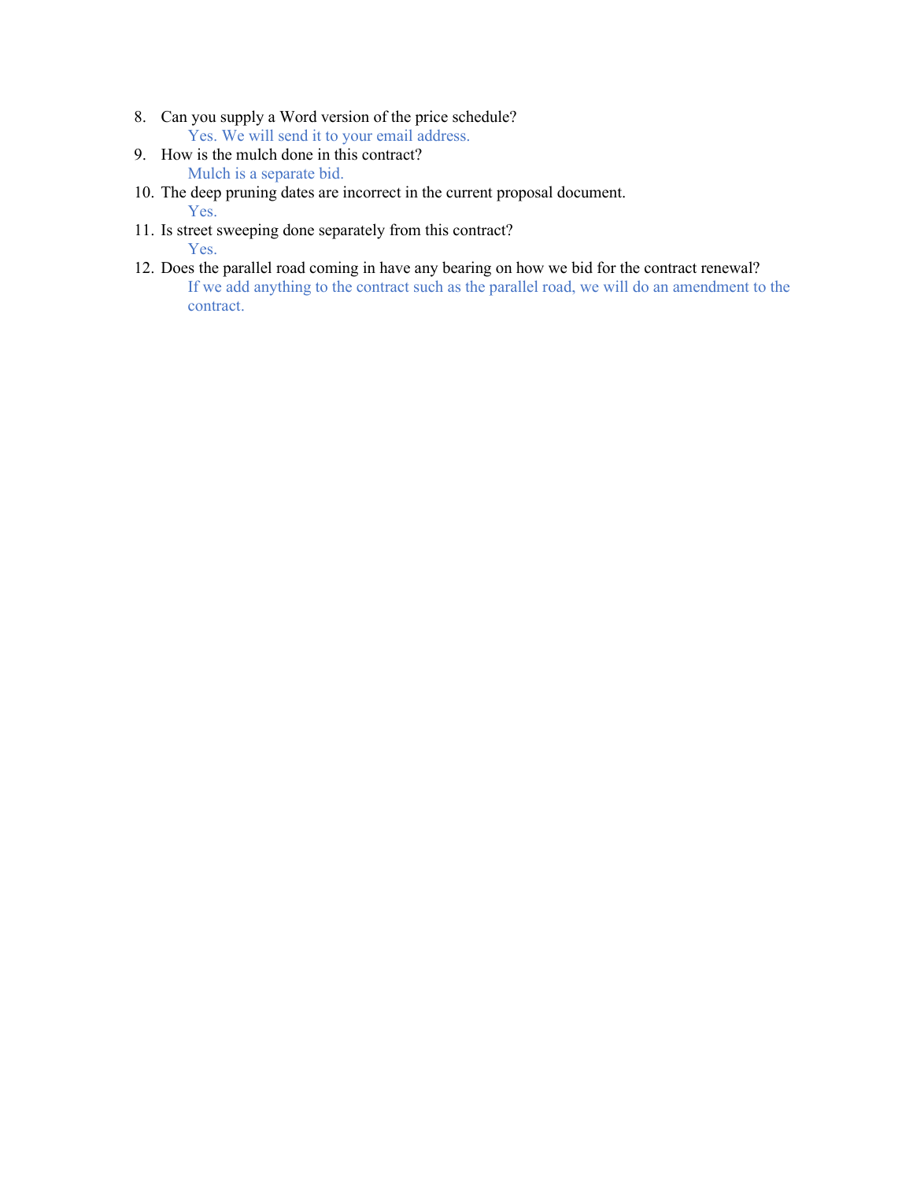8. Can you supply a Word version of the price schedule?
   Yes. We will send it to your email address.
9. How is the mulch done in this contract?
   Mulch is a separate bid.
10. The deep pruning dates are incorrect in the current proposal document.
    Yes.
11. Is street sweeping done separately from this contract?
    Yes.
12. Does the parallel road coming in have any bearing on how we bid for the contract renewal?
    If we add anything to the contract such as the parallel road, we will do an amendment to the contract.